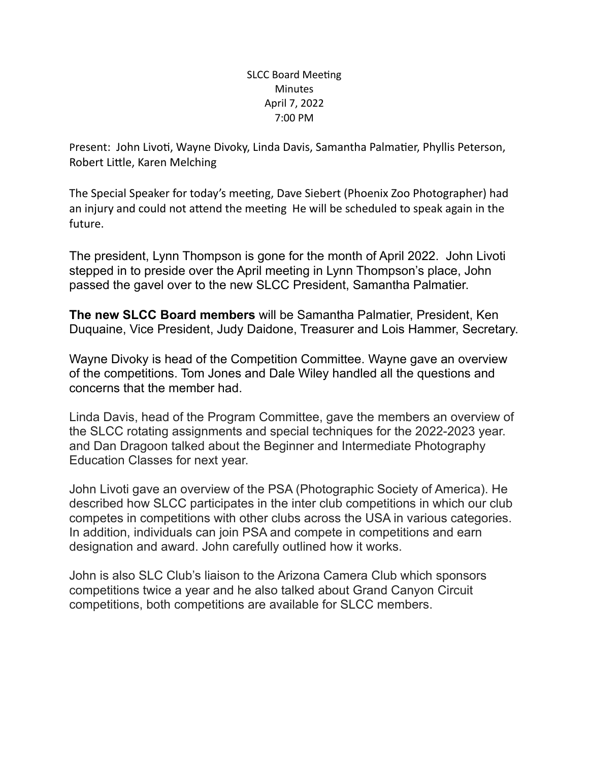SLCC Board Meeting
Minutes
April 7, 2022
7:00 PM

Present: John Livoti, Wayne Divoky, Linda Davis, Samantha Palmatier, Phyllis Peterson, Robert Little, Karen Melching

The Special Speaker for today's meeting, Dave Siebert (Phoenix Zoo Photographer) had an injury and could not attend the meeting He will be scheduled to speak again in the future.

The president, Lynn Thompson is gone for the month of April 2022. John Livoti stepped in to preside over the April meeting in Lynn Thompson's place, John passed the gavel over to the new SLCC President, Samantha Palmatier.

**The new SLCC Board members** will be Samantha Palmatier, President, Ken Duquaine, Vice President, Judy Daidone, Treasurer and Lois Hammer, Secretary.

Wayne Divoky is head of the Competition Committee. Wayne gave an overview of the competitions. Tom Jones and Dale Wiley handled all the questions and concerns that the member had.

Linda Davis, head of the Program Committee, gave the members an overview of the SLCC rotating assignments and special techniques for the 2022-2023 year. and Dan Dragoon talked about the Beginner and Intermediate Photography Education Classes for next year.

John Livoti gave an overview of the PSA (Photographic Society of America). He described how SLCC participates in the inter club competitions in which our club competes in competitions with other clubs across the USA in various categories. In addition, individuals can join PSA and compete in competitions and earn designation and award. John carefully outlined how it works.

John is also SLC Club's liaison to the Arizona Camera Club which sponsors competitions twice a year and he also talked about Grand Canyon Circuit competitions, both competitions are available for SLCC members.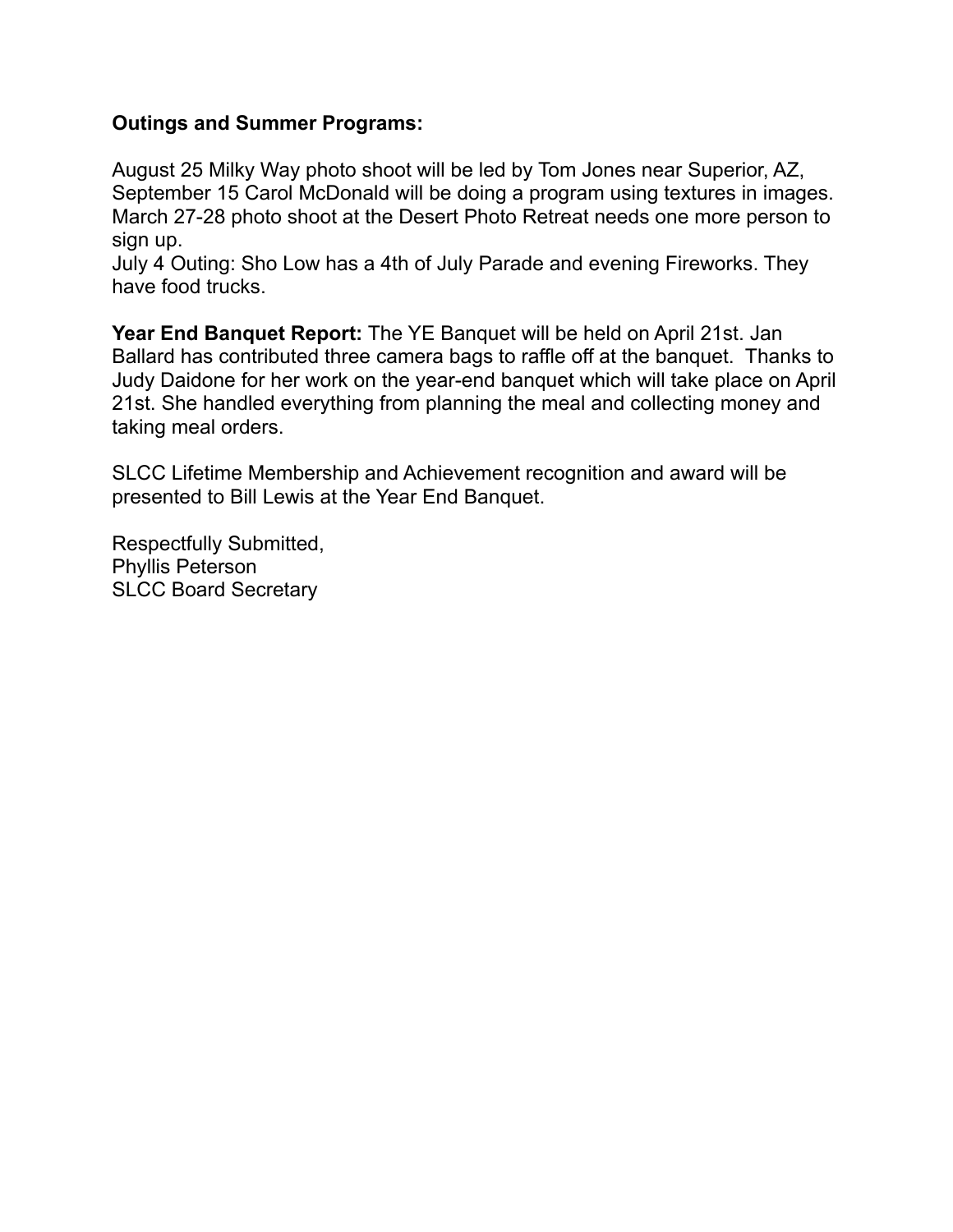**Outings and Summer Programs:**

August 25 Milky Way photo shoot will be led by Tom Jones near Superior, AZ,
September 15 Carol McDonald will be doing a program using textures in images.
March 27-28 photo shoot at the Desert Photo Retreat needs one more person to sign up.
July 4 Outing: Sho Low has a 4th of July Parade and evening Fireworks. They have food trucks.

**Year End Banquet Report:** The YE Banquet will be held on April 21st. Jan Ballard has contributed three camera bags to raffle off at the banquet. Thanks to Judy Daidone for her work on the year-end banquet which will take place on April 21st. She handled everything from planning the meal and collecting money and taking meal orders.

SLCC Lifetime Membership and Achievement recognition and award will be presented to Bill Lewis at the Year End Banquet.

Respectfully Submitted,
Phyllis Peterson
SLCC Board Secretary